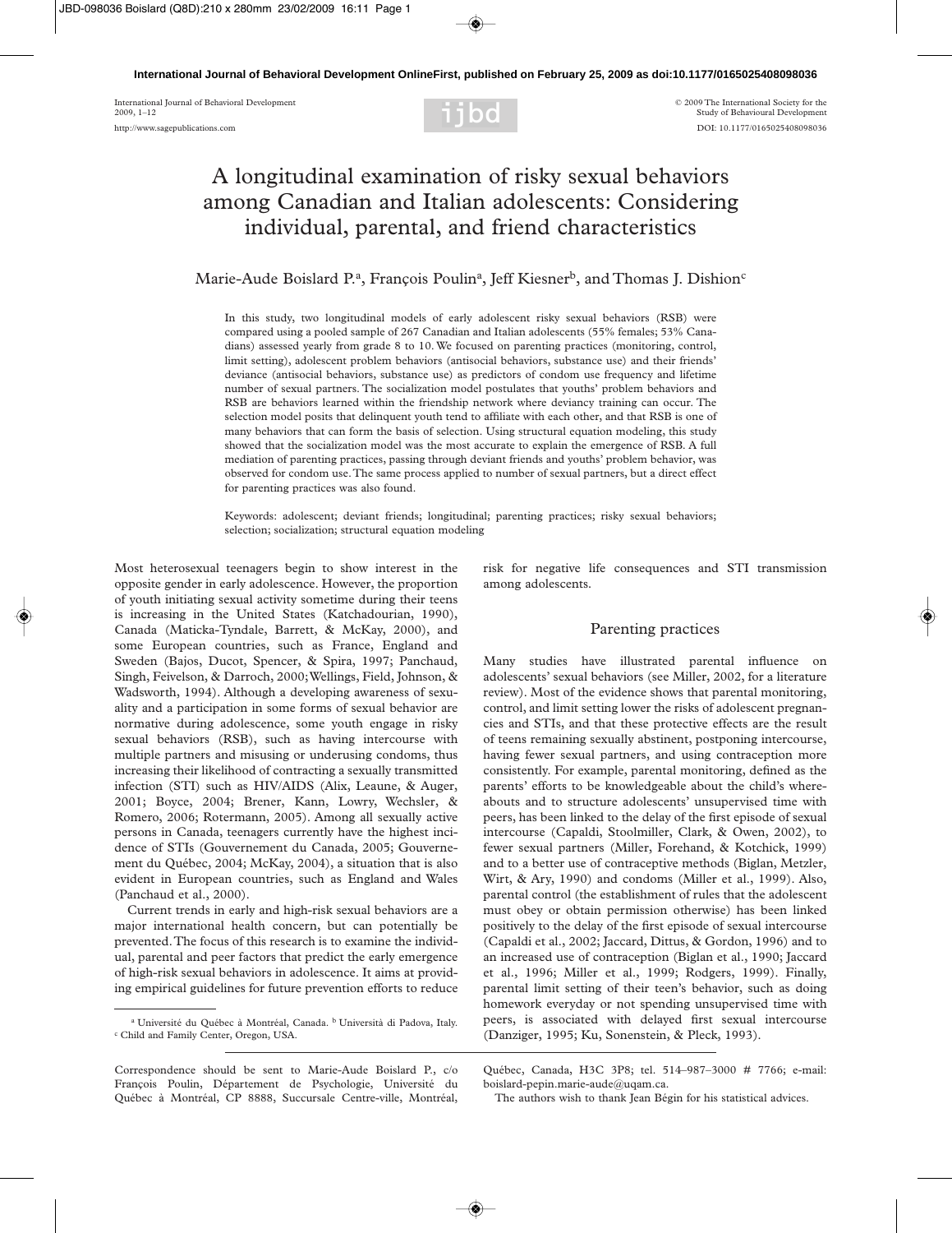# A longitudinal examination of risky sexual behaviors among Canadian and Italian adolescents: Considering individual, parental, and friend characteristics

Marie-Aude Boislard P.[a], François Poulin[a], Jeff Kiesner[b], and Thomas J. Dishion[c]

In this study, two longitudinal models of early adolescent risky sexual behaviors (RSB) were compared using a pooled sample of 267 Canadian and Italian adolescents (55% females; 53% Canadians) assessed yearly from grade 8 to 10. We focused on parenting practices (monitoring, control, limit setting), adolescent problem behaviors (antisocial behaviors, substance use) and their friends' deviance (antisocial behaviors, substance use) as predictors of condom use frequency and lifetime number of sexual partners. The socialization model postulates that youths' problem behaviors and RSB are behaviors learned within the friendship network where deviancy training can occur. The selection model posits that delinquent youth tend to affiliate with each other, and that RSB is one of many behaviors that can form the basis of selection. Using structural equation modeling, this study showed that the socialization model was the most accurate to explain the emergence of RSB. A full mediation of parenting practices, passing through deviant friends and youths' problem behavior, was observed for condom use. The same process applied to number of sexual partners, but a direct effect for parenting practices was also found.

Keywords: adolescent; deviant friends; longitudinal; parenting practices; risky sexual behaviors; selection; socialization; structural equation modeling

Most heterosexual teenagers begin to show interest in the opposite gender in early adolescence. However, the proportion of youth initiating sexual activity sometime during their teens is increasing in the United States (Katchadourian, 1990), Canada (Maticka-Tyndale, Barrett, & McKay, 2000), and some European countries, such as France, England and Sweden (Bajos, Ducot, Spencer, & Spira, 1997; Panchaud, Singh, Feivelson, & Darroch, 2000; Wellings, Field, Johnson, & Wadsworth, 1994). Although a developing awareness of sexuality and a participation in some forms of sexual behavior are normative during adolescence, some youth engage in risky sexual behaviors (RSB), such as having intercourse with multiple partners and misusing or underusing condoms, thus increasing their likelihood of contracting a sexually transmitted infection (STI) such as HIV/AIDS (Alix, Leaune, & Auger, 2001; Boyce, 2004; Brener, Kann, Lowry, Wechsler, & Romero, 2006; Rotermann, 2005). Among all sexually active persons in Canada, teenagers currently have the highest incidence of STIs (Gouvernement du Canada, 2005; Gouvernement du Québec, 2004; McKay, 2004), a situation that is also evident in European countries, such as England and Wales (Panchaud et al., 2000).

Current trends in early and high-risk sexual behaviors are a major international health concern, but can potentially be prevented. The focus of this research is to examine the individual, parental and peer factors that predict the early emergence of high-risk sexual behaviors in adolescence. It aims at providing empirical guidelines for future prevention efforts to reduce risk for negative life consequences and STI transmission among adolescents.

## Parenting practices

Many studies have illustrated parental influence on adolescents' sexual behaviors (see Miller, 2002, for a literature review). Most of the evidence shows that parental monitoring, control, and limit setting lower the risks of adolescent pregnancies and STIs, and that these protective effects are the result of teens remaining sexually abstinent, postponing intercourse, having fewer sexual partners, and using contraception more consistently. For example, parental monitoring, defined as the parents' efforts to be knowledgeable about the child's whereabouts and to structure adolescents' unsupervised time with peers, has been linked to the delay of the first episode of sexual intercourse (Capaldi, Stoolmiller, Clark, & Owen, 2002), to fewer sexual partners (Miller, Forehand, & Kotchick, 1999) and to a better use of contraceptive methods (Biglan, Metzler, Wirt, & Ary, 1990) and condoms (Miller et al., 1999). Also, parental control (the establishment of rules that the adolescent must obey or obtain permission otherwise) has been linked positively to the delay of the first episode of sexual intercourse (Capaldi et al., 2002; Jaccard, Dittus, & Gordon, 1996) and to an increased use of contraception (Biglan et al., 1990; Jaccard et al., 1996; Miller et al., 1999; Rodgers, 1999). Finally, parental limit setting of their teen's behavior, such as doing homework everyday or not spending unsupervised time with peers, is associated with delayed first sexual intercourse (Danziger, 1995; Ku, Sonenstein, & Pleck, 1993).

[a] Université du Québec à Montréal, Canada. [b] Università di Padova, Italy. [c] Child and Family Center, Oregon, USA.

Correspondence should be sent to Marie-Aude Boislard P., c/o François Poulin, Département de Psychologie, Université du Québec à Montréal, CP 8888, Succursale Centre-ville, Montréal, Québec, Canada, H3C 3P8; tel. 514–987–3000 # 7766; e-mail: boislard-pepin.marie-aude@uqam.ca.

The authors wish to thank Jean Bégin for his statistical advices.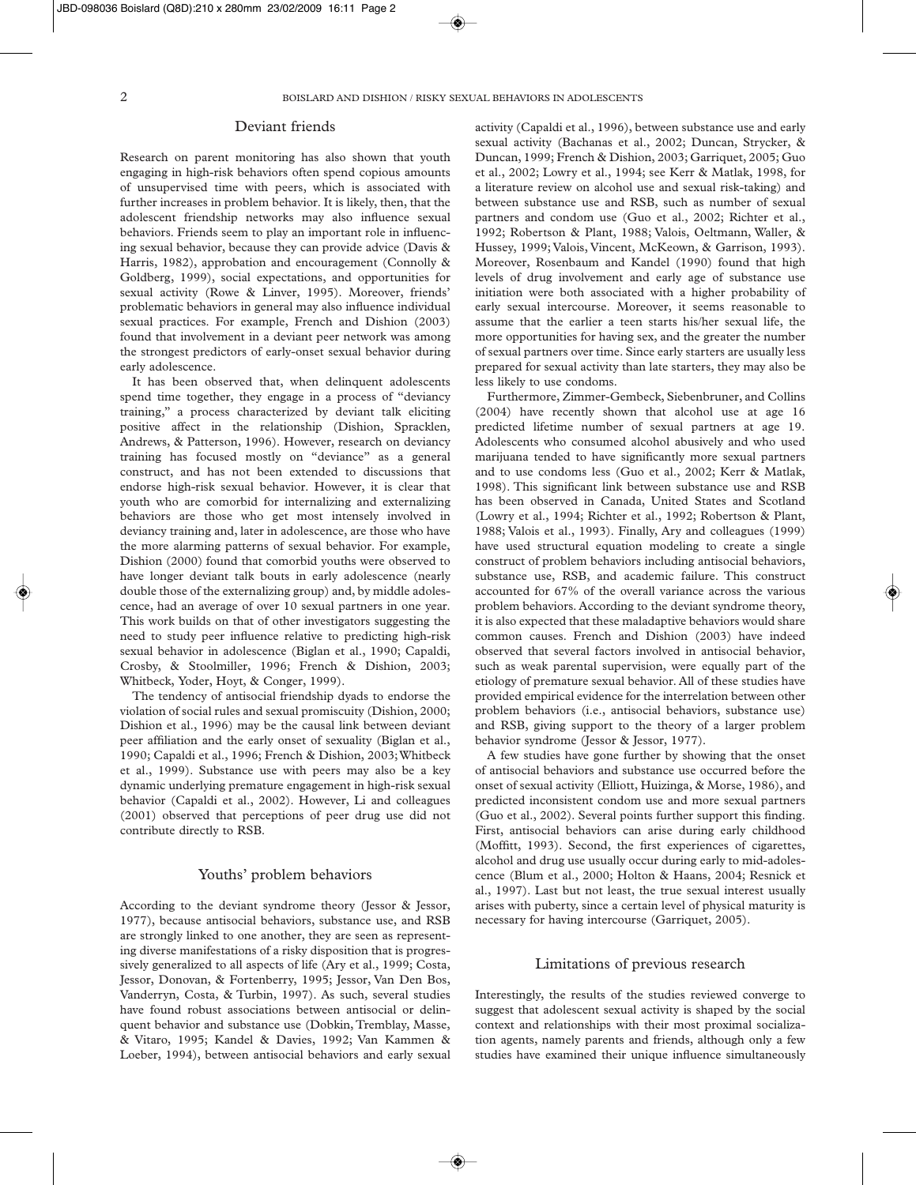## Deviant friends

Research on parent monitoring has also shown that youth engaging in high-risk behaviors often spend copious amounts of unsupervised time with peers, which is associated with further increases in problem behavior. It is likely, then, that the adolescent friendship networks may also influence sexual behaviors. Friends seem to play an important role in influencing sexual behavior, because they can provide advice (Davis & Harris, 1982), approbation and encouragement (Connolly & Goldberg, 1999), social expectations, and opportunities for sexual activity (Rowe & Linver, 1995). Moreover, friends' problematic behaviors in general may also influence individual sexual practices. For example, French and Dishion (2003) found that involvement in a deviant peer network was among the strongest predictors of early-onset sexual behavior during early adolescence.

It has been observed that, when delinquent adolescents spend time together, they engage in a process of "deviancy training," a process characterized by deviant talk eliciting positive affect in the relationship (Dishion, Spracklen, Andrews, & Patterson, 1996). However, research on deviancy training has focused mostly on "deviance" as a general construct, and has not been extended to discussions that endorse high-risk sexual behavior. However, it is clear that youth who are comorbid for internalizing and externalizing behaviors are those who get most intensely involved in deviancy training and, later in adolescence, are those who have the more alarming patterns of sexual behavior. For example, Dishion (2000) found that comorbid youths were observed to have longer deviant talk bouts in early adolescence (nearly double those of the externalizing group) and, by middle adolescence, had an average of over 10 sexual partners in one year. This work builds on that of other investigators suggesting the need to study peer influence relative to predicting high-risk sexual behavior in adolescence (Biglan et al., 1990; Capaldi, Crosby, & Stoolmiller, 1996; French & Dishion, 2003; Whitbeck, Yoder, Hoyt, & Conger, 1999).

The tendency of antisocial friendship dyads to endorse the violation of social rules and sexual promiscuity (Dishion, 2000; Dishion et al., 1996) may be the causal link between deviant peer affiliation and the early onset of sexuality (Biglan et al., 1990; Capaldi et al., 1996; French & Dishion, 2003; Whitbeck et al., 1999). Substance use with peers may also be a key dynamic underlying premature engagement in high-risk sexual behavior (Capaldi et al., 2002). However, Li and colleagues (2001) observed that perceptions of peer drug use did not contribute directly to RSB.

## Youths' problem behaviors

According to the deviant syndrome theory (Jessor & Jessor, 1977), because antisocial behaviors, substance use, and RSB are strongly linked to one another, they are seen as representing diverse manifestations of a risky disposition that is progressively generalized to all aspects of life (Ary et al., 1999; Costa, Jessor, Donovan, & Fortenberry, 1995; Jessor, Van Den Bos, Vanderryn, Costa, & Turbin, 1997). As such, several studies have found robust associations between antisocial or delinquent behavior and substance use (Dobkin, Tremblay, Masse, & Vitaro, 1995; Kandel & Davies, 1992; Van Kammen & Loeber, 1994), between antisocial behaviors and early sexual activity (Capaldi et al., 1996), between substance use and early sexual activity (Bachanas et al., 2002; Duncan, Strycker, & Duncan, 1999; French & Dishion, 2003; Garriquet, 2005; Guo et al., 2002; Lowry et al., 1994; see Kerr & Matlak, 1998, for a literature review on alcohol use and sexual risk-taking) and between substance use and RSB, such as number of sexual partners and condom use (Guo et al., 2002; Richter et al., 1992; Robertson & Plant, 1988; Valois, Oeltmann, Waller, & Hussey, 1999; Valois, Vincent, McKeown, & Garrison, 1993). Moreover, Rosenbaum and Kandel (1990) found that high levels of drug involvement and early age of substance use initiation were both associated with a higher probability of early sexual intercourse. Moreover, it seems reasonable to assume that the earlier a teen starts his/her sexual life, the more opportunities for having sex, and the greater the number of sexual partners over time. Since early starters are usually less prepared for sexual activity than late starters, they may also be less likely to use condoms.

Furthermore, Zimmer-Gembeck, Siebenbruner, and Collins (2004) have recently shown that alcohol use at age 16 predicted lifetime number of sexual partners at age 19. Adolescents who consumed alcohol abusively and who used marijuana tended to have significantly more sexual partners and to use condoms less (Guo et al., 2002; Kerr & Matlak, 1998). This significant link between substance use and RSB has been observed in Canada, United States and Scotland (Lowry et al., 1994; Richter et al., 1992; Robertson & Plant, 1988; Valois et al., 1993). Finally, Ary and colleagues (1999) have used structural equation modeling to create a single construct of problem behaviors including antisocial behaviors, substance use, RSB, and academic failure. This construct accounted for 67% of the overall variance across the various problem behaviors. According to the deviant syndrome theory, it is also expected that these maladaptive behaviors would share common causes. French and Dishion (2003) have indeed observed that several factors involved in antisocial behavior, such as weak parental supervision, were equally part of the etiology of premature sexual behavior. All of these studies have provided empirical evidence for the interrelation between other problem behaviors (i.e., antisocial behaviors, substance use) and RSB, giving support to the theory of a larger problem behavior syndrome (Jessor & Jessor, 1977).

A few studies have gone further by showing that the onset of antisocial behaviors and substance use occurred before the onset of sexual activity (Elliott, Huizinga, & Morse, 1986), and predicted inconsistent condom use and more sexual partners (Guo et al., 2002). Several points further support this finding. First, antisocial behaviors can arise during early childhood (Moffitt, 1993). Second, the first experiences of cigarettes, alcohol and drug use usually occur during early to mid-adolescence (Blum et al., 2000; Holton & Haans, 2004; Resnick et al., 1997). Last but not least, the true sexual interest usually arises with puberty, since a certain level of physical maturity is necessary for having intercourse (Garriquet, 2005).

## Limitations of previous research

Interestingly, the results of the studies reviewed converge to suggest that adolescent sexual activity is shaped by the social context and relationships with their most proximal socialization agents, namely parents and friends, although only a few studies have examined their unique influence simultaneously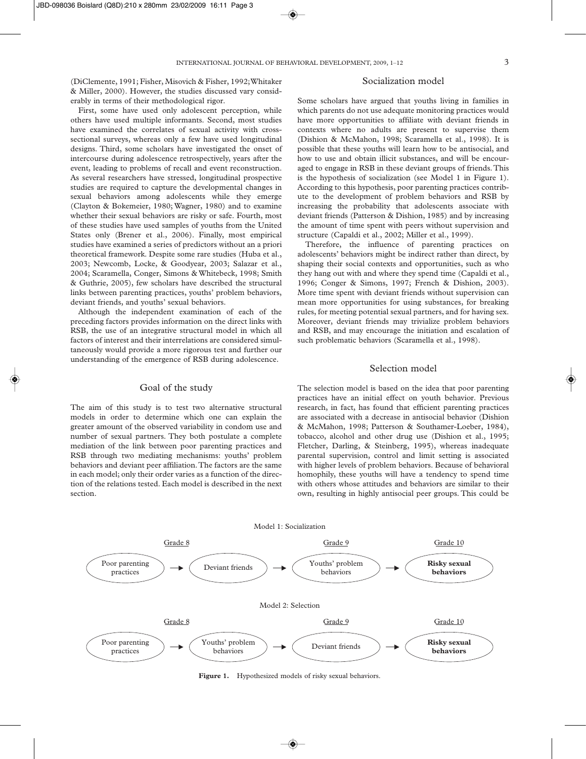(DiClemente, 1991; Fisher, Misovich & Fisher, 1992; Whitaker & Miller, 2000). However, the studies discussed vary considerably in terms of their methodological rigor.

First, some have used only adolescent perception, while others have used multiple informants. Second, most studies have examined the correlates of sexual activity with cross-sectional surveys, whereas only a few have used longitudinal designs. Third, some scholars have investigated the onset of intercourse during adolescence retrospectively, years after the event, leading to problems of recall and event reconstruction. As several researchers have stressed, longitudinal prospective studies are required to capture the developmental changes in sexual behaviors among adolescents while they emerge (Clayton & Bokemeier, 1980; Wagner, 1980) and to examine whether their sexual behaviors are risky or safe. Fourth, most of these studies have used samples of youths from the United States only (Brener et al., 2006). Finally, most empirical studies have examined a series of predictors without an a priori theoretical framework. Despite some rare studies (Huba et al., 2003; Newcomb, Locke, & Goodyear, 2003; Salazar et al., 2004; Scaramella, Conger, Simons & Whitebeck, 1998; Smith & Guthrie, 2005), few scholars have described the structural links between parenting practices, youths' problem behaviors, deviant friends, and youths' sexual behaviors.

Although the independent examination of each of the preceding factors provides information on the direct links with RSB, the use of an integrative structural model in which all factors of interest and their interrelations are considered simultaneously would provide a more rigorous test and further our understanding of the emergence of RSB during adolescence.

## Goal of the study

The aim of this study is to test two alternative structural models in order to determine which one can explain the greater amount of the observed variability in condom use and number of sexual partners. They both postulate a complete mediation of the link between poor parenting practices and RSB through two mediating mechanisms: youths' problem behaviors and deviant peer affiliation. The factors are the same in each model; only their order varies as a function of the direction of the relations tested. Each model is described in the next section.

## Socialization model

Some scholars have argued that youths living in families in which parents do not use adequate monitoring practices would have more opportunities to affiliate with deviant friends in contexts where no adults are present to supervise them (Dishion & McMahon, 1998; Scaramella et al., 1998). It is possible that these youths will learn how to be antisocial, and how to use and obtain illicit substances, and will be encouraged to engage in RSB in these deviant groups of friends. This is the hypothesis of socialization (see Model 1 in Figure 1). According to this hypothesis, poor parenting practices contribute to the development of problem behaviors and RSB by increasing the probability that adolescents associate with deviant friends (Patterson & Dishion, 1985) and by increasing the amount of time spent with peers without supervision and structure (Capaldi et al., 2002; Miller et al., 1999).

Therefore, the influence of parenting practices on adolescents' behaviors might be indirect rather than direct, by shaping their social contexts and opportunities, such as who they hang out with and where they spend time (Capaldi et al., 1996; Conger & Simons, 1997; French & Dishion, 2003). More time spent with deviant friends without supervision can mean more opportunities for using substances, for breaking rules, for meeting potential sexual partners, and for having sex. Moreover, deviant friends may trivialize problem behaviors and RSB, and may encourage the initiation and escalation of such problematic behaviors (Scaramella et al., 1998).

## Selection model

The selection model is based on the idea that poor parenting practices have an initial effect on youth behavior. Previous research, in fact, has found that efficient parenting practices are associated with a decrease in antisocial behavior (Dishion & McMahon, 1998; Patterson & Southamer-Loeber, 1984), tobacco, alcohol and other drug use (Dishion et al., 1995; Fletcher, Darling, & Steinberg, 1995), whereas inadequate parental supervision, control and limit setting is associated with higher levels of problem behaviors. Because of behavioral homophily, these youths will have a tendency to spend time with others whose attitudes and behaviors are similar to their own, resulting in highly antisocial peer groups. This could be

Model 1: Socialization

Grade 8: Poor parenting practices → Deviant friends → Grade 9: Youths' problem behaviors → Grade 10: **Risky sexual behaviors**

Model 2: Selection

Grade 8: Poor parenting practices → Youths' problem behaviors → Grade 9: Deviant friends → Grade 10: **Risky sexual behaviors**

**Figure 1.** Hypothesized models of risky sexual behaviors.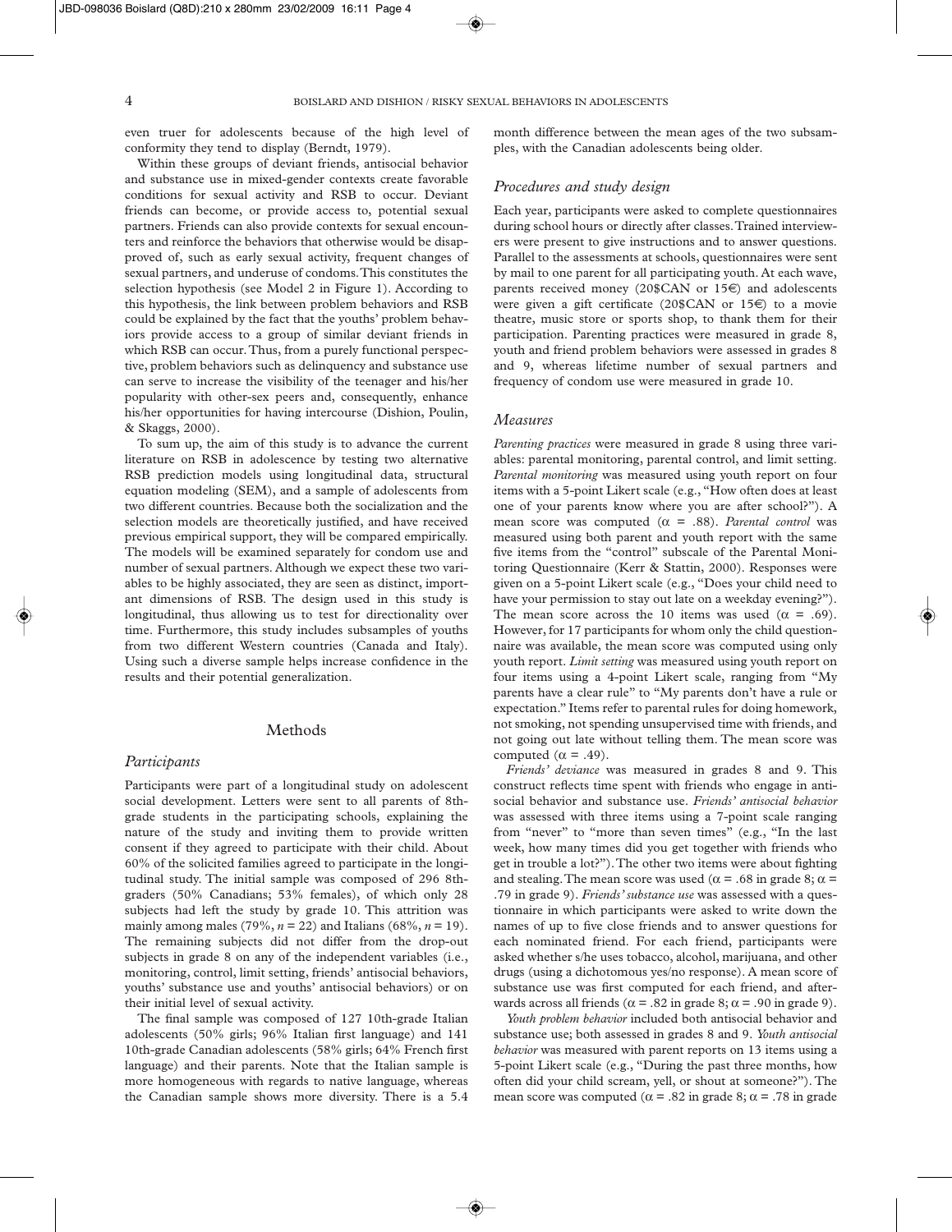even truer for adolescents because of the high level of conformity they tend to display (Berndt, 1979).

Within these groups of deviant friends, antisocial behavior and substance use in mixed-gender contexts create favorable conditions for sexual activity and RSB to occur. Deviant friends can become, or provide access to, potential sexual partners. Friends can also provide contexts for sexual encounters and reinforce the behaviors that otherwise would be disapproved of, such as early sexual activity, frequent changes of sexual partners, and underuse of condoms. This constitutes the selection hypothesis (see Model 2 in Figure 1). According to this hypothesis, the link between problem behaviors and RSB could be explained by the fact that the youths' problem behaviors provide access to a group of similar deviant friends in which RSB can occur. Thus, from a purely functional perspective, problem behaviors such as delinquency and substance use can serve to increase the visibility of the teenager and his/her popularity with other-sex peers and, consequently, enhance his/her opportunities for having intercourse (Dishion, Poulin, & Skaggs, 2000).

To sum up, the aim of this study is to advance the current literature on RSB in adolescence by testing two alternative RSB prediction models using longitudinal data, structural equation modeling (SEM), and a sample of adolescents from two different countries. Because both the socialization and the selection models are theoretically justified, and have received previous empirical support, they will be compared empirically. The models will be examined separately for condom use and number of sexual partners. Although we expect these two variables to be highly associated, they are seen as distinct, important dimensions of RSB. The design used in this study is longitudinal, thus allowing us to test for directionality over time. Furthermore, this study includes subsamples of youths from two different Western countries (Canada and Italy). Using such a diverse sample helps increase confidence in the results and their potential generalization.

## Methods

### Participants

Participants were part of a longitudinal study on adolescent social development. Letters were sent to all parents of 8th-grade students in the participating schools, explaining the nature of the study and inviting them to provide written consent if they agreed to participate with their child. About 60% of the solicited families agreed to participate in the longitudinal study. The initial sample was composed of 296 8th-graders (50% Canadians; 53% females), of which only 28 subjects had left the study by grade 10. This attrition was mainly among males (79%, $n = 22$) and Italians (68%, $n = 19$). The remaining subjects did not differ from the drop-out subjects in grade 8 on any of the independent variables (i.e., monitoring, control, limit setting, friends' antisocial behaviors, youths' substance use and youths' antisocial behaviors) or on their initial level of sexual activity.

The final sample was composed of 127 10th-grade Italian adolescents (50% girls; 96% Italian first language) and 141 10th-grade Canadian adolescents (58% girls; 64% French first language) and their parents. Note that the Italian sample is more homogeneous with regards to native language, whereas the Canadian sample shows more diversity. There is a 5.4 month difference between the mean ages of the two subsamples, with the Canadian adolescents being older.

### Procedures and study design

Each year, participants were asked to complete questionnaires during school hours or directly after classes. Trained interviewers were present to give instructions and to answer questions. Parallel to the assessments at schools, questionnaires were sent by mail to one parent for all participating youth. At each wave, parents received money (20$CAN or 15€) and adolescents were given a gift certificate (20$CAN or 15€) to a movie theatre, music store or sports shop, to thank them for their participation. Parenting practices were measured in grade 8, youth and friend problem behaviors were assessed in grades 8 and 9, whereas lifetime number of sexual partners and frequency of condom use were measured in grade 10.

### Measures

*Parenting practices* were measured in grade 8 using three variables: parental monitoring, parental control, and limit setting. *Parental monitoring* was measured using youth report on four items with a 5-point Likert scale (e.g., "How often does at least one of your parents know where you are after school?"). A mean score was computed ($\alpha = .88$). *Parental control* was measured using both parent and youth report with the same five items from the "control" subscale of the Parental Monitoring Questionnaire (Kerr & Stattin, 2000). Responses were given on a 5-point Likert scale (e.g., "Does your child need to have your permission to stay out late on a weekday evening?"). The mean score across the 10 items was used ($\alpha = .69$). However, for 17 participants for whom only the child questionnaire was available, the mean score was computed using only youth report. *Limit setting* was measured using youth report on four items using a 4-point Likert scale, ranging from "My parents have a clear rule" to "My parents don't have a rule or expectation." Items refer to parental rules for doing homework, not smoking, not spending unsupervised time with friends, and not going out late without telling them. The mean score was computed ($\alpha = .49$).

*Friends' deviance* was measured in grades 8 and 9. This construct reflects time spent with friends who engage in antisocial behavior and substance use. *Friends' antisocial behavior* was assessed with three items using a 7-point scale ranging from "never" to "more than seven times" (e.g., "In the last week, how many times did you get together with friends who get in trouble a lot?"). The other two items were about fighting and stealing. The mean score was used ($\alpha = .68$ in grade 8; $\alpha = .79$ in grade 9). *Friends' substance use* was assessed with a questionnaire in which participants were asked to write down the names of up to five close friends and to answer questions for each nominated friend. For each friend, participants were asked whether s/he uses tobacco, alcohol, marijuana, and other drugs (using a dichotomous yes/no response). A mean score of substance use was first computed for each friend, and afterwards across all friends ($\alpha = .82$ in grade 8; $\alpha = .90$ in grade 9).

*Youth problem behavior* included both antisocial behavior and substance use; both assessed in grades 8 and 9. *Youth antisocial behavior* was measured with parent reports on 13 items using a 5-point Likert scale (e.g., "During the past three months, how often did your child scream, yell, or shout at someone?"). The mean score was computed ($\alpha = .82$ in grade 8; $\alpha = .78$ in grade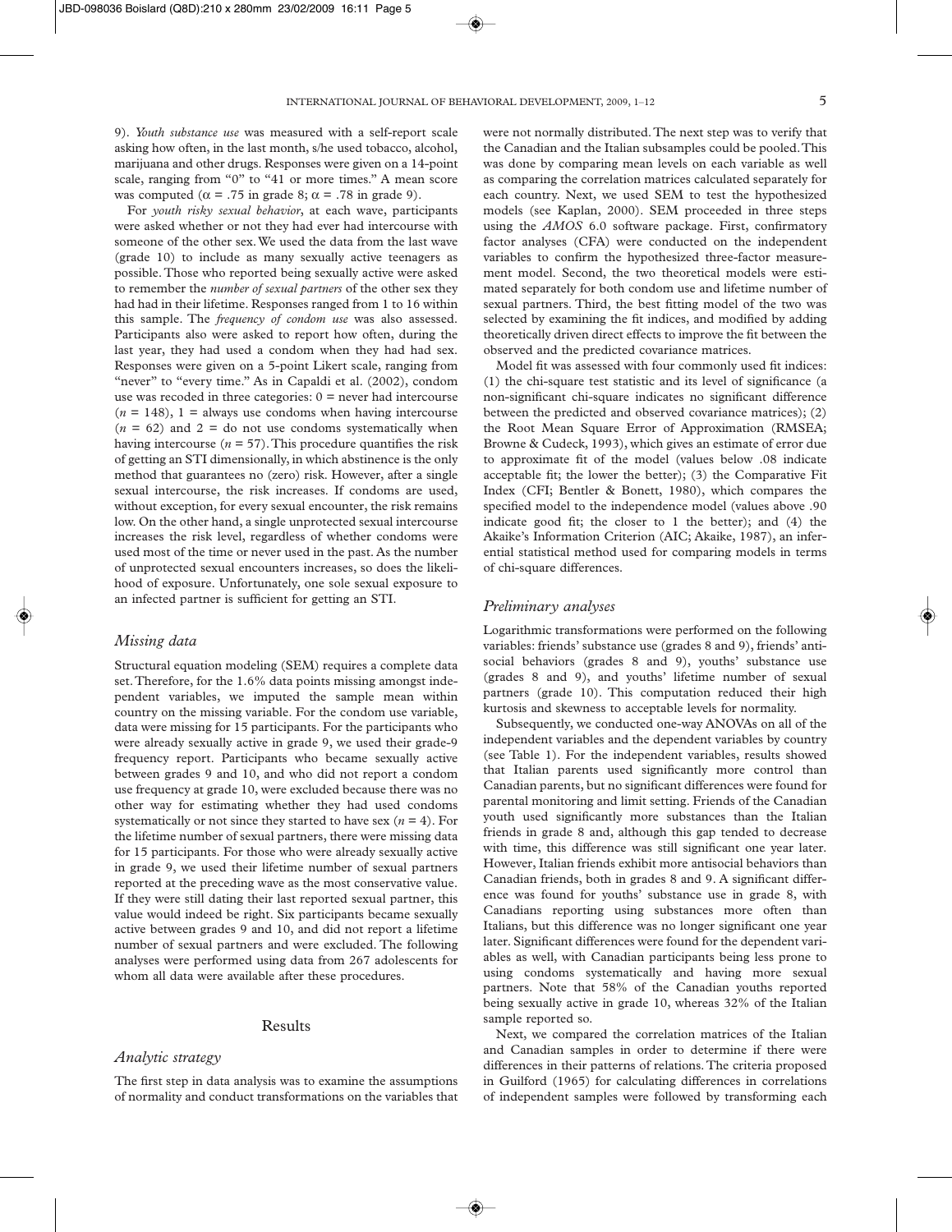9). *Youth substance use* was measured with a self-report scale asking how often, in the last month, s/he used tobacco, alcohol, marijuana and other drugs. Responses were given on a 14-point scale, ranging from "0" to "41 or more times." A mean score was computed ($\alpha = .75$ in grade 8; $\alpha = .78$ in grade 9).

For *youth risky sexual behavior*, at each wave, participants were asked whether or not they had ever had intercourse with someone of the other sex. We used the data from the last wave (grade 10) to include as many sexually active teenagers as possible. Those who reported being sexually active were asked to remember the *number of sexual partners* of the other sex they had had in their lifetime. Responses ranged from 1 to 16 within this sample. The *frequency of condom use* was also assessed. Participants also were asked to report how often, during the last year, they had used a condom when they had had sex. Responses were given on a 5-point Likert scale, ranging from "never" to "every time." As in Capaldi et al. (2002), condom use was recoded in three categories: 0 = never had intercourse ($n = 148$), 1 = always use condoms when having intercourse ($n = 62$) and 2 = do not use condoms systematically when having intercourse ($n = 57$). This procedure quantifies the risk of getting an STI dimensionally, in which abstinence is the only method that guarantees no (zero) risk. However, after a single sexual intercourse, the risk increases. If condoms are used, without exception, for every sexual encounter, the risk remains low. On the other hand, a single unprotected sexual intercourse increases the risk level, regardless of whether condoms were used most of the time or never used in the past. As the number of unprotected sexual encounters increases, so does the likelihood of exposure. Unfortunately, one sole sexual exposure to an infected partner is sufficient for getting an STI.

### Missing data

Structural equation modeling (SEM) requires a complete data set. Therefore, for the 1.6% data points missing amongst independent variables, we imputed the sample mean within country on the missing variable. For the condom use variable, data were missing for 15 participants. For the participants who were already sexually active in grade 9, we used their grade-9 frequency report. Participants who became sexually active between grades 9 and 10, and who did not report a condom use frequency at grade 10, were excluded because there was no other way for estimating whether they had used condoms systematically or not since they started to have sex ($n = 4$). For the lifetime number of sexual partners, there were missing data for 15 participants. For those who were already sexually active in grade 9, we used their lifetime number of sexual partners reported at the preceding wave as the most conservative value. If they were still dating their last reported sexual partner, this value would indeed be right. Six participants became sexually active between grades 9 and 10, and did not report a lifetime number of sexual partners and were excluded. The following analyses were performed using data from 267 adolescents for whom all data were available after these procedures.

## Results

### Analytic strategy

The first step in data analysis was to examine the assumptions of normality and conduct transformations on the variables that were not normally distributed. The next step was to verify that the Canadian and the Italian subsamples could be pooled. This was done by comparing mean levels on each variable as well as comparing the correlation matrices calculated separately for each country. Next, we used SEM to test the hypothesized models (see Kaplan, 2000). SEM proceeded in three steps using the *AMOS* 6.0 software package. First, confirmatory factor analyses (CFA) were conducted on the independent variables to confirm the hypothesized three-factor measurement model. Second, the two theoretical models were estimated separately for both condom use and lifetime number of sexual partners. Third, the best fitting model of the two was selected by examining the fit indices, and modified by adding theoretically driven direct effects to improve the fit between the observed and the predicted covariance matrices.

Model fit was assessed with four commonly used fit indices: (1) the chi-square test statistic and its level of significance (a non-significant chi-square indicates no significant difference between the predicted and observed covariance matrices); (2) the Root Mean Square Error of Approximation (RMSEA; Browne & Cudeck, 1993), which gives an estimate of error due to approximate fit of the model (values below .08 indicate acceptable fit; the lower the better); (3) the Comparative Fit Index (CFI; Bentler & Bonett, 1980), which compares the specified model to the independence model (values above .90 indicate good fit; the closer to 1 the better); and (4) the Akaike's Information Criterion (AIC; Akaike, 1987), an inferential statistical method used for comparing models in terms of chi-square differences.

### Preliminary analyses

Logarithmic transformations were performed on the following variables: friends' substance use (grades 8 and 9), friends' antisocial behaviors (grades 8 and 9), youths' substance use (grades 8 and 9), and youths' lifetime number of sexual partners (grade 10). This computation reduced their high kurtosis and skewness to acceptable levels for normality.

Subsequently, we conducted one-way ANOVAs on all of the independent variables and the dependent variables by country (see Table 1). For the independent variables, results showed that Italian parents used significantly more control than Canadian parents, but no significant differences were found for parental monitoring and limit setting. Friends of the Canadian youth used significantly more substances than the Italian friends in grade 8 and, although this gap tended to decrease with time, this difference was still significant one year later. However, Italian friends exhibit more antisocial behaviors than Canadian friends, both in grades 8 and 9. A significant difference was found for youths' substance use in grade 8, with Canadians reporting using substances more often than Italians, but this difference was no longer significant one year later. Significant differences were found for the dependent variables as well, with Canadian participants being less prone to using condoms systematically and having more sexual partners. Note that 58% of the Canadian youths reported being sexually active in grade 10, whereas 32% of the Italian sample reported so.

Next, we compared the correlation matrices of the Italian and Canadian samples in order to determine if there were differences in their patterns of relations. The criteria proposed in Guilford (1965) for calculating differences in correlations of independent samples were followed by transforming each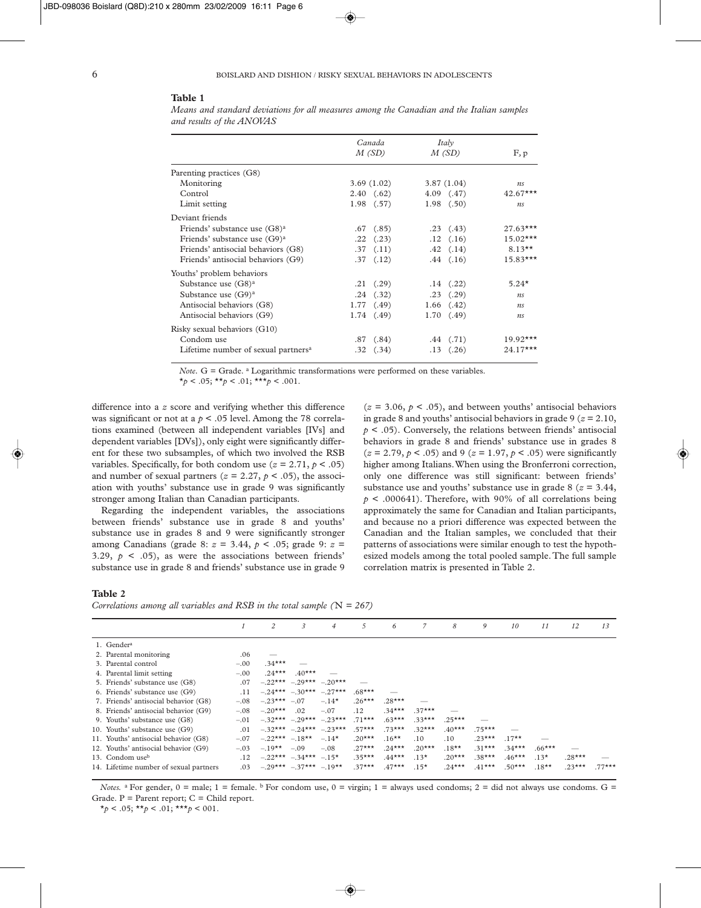**Table 1**

*Means and standard deviations for all measures among the Canadian and the Italian samples and results of the ANOVAS*

| | Canada *M (SD)* | Italy *M (SD)* | F, p |
|---|---|---|---|
| Parenting practices (G8) | | | |
| Monitoring | 3.69 (1.02) | 3.87 (1.04) | *ns* |
| Control | 2.40 (.62) | 4.09 (.47) | 42.67*** |
| Limit setting | 1.98 (.57) | 1.98 (.50) | *ns* |
| Deviant friends | | | |
| Friends' substance use (G8)[a] | .67 (.85) | .23 (.43) | 27.63*** |
| Friends' substance use (G9)[a] | .22 (.23) | .12 (.16) | 15.02*** |
| Friends' antisocial behaviors (G8) | .37 (.11) | .42 (.14) | 8.13** |
| Friends' antisocial behaviors (G9) | .37 (.12) | .44 (.16) | 15.83*** |
| Youths' problem behaviors | | | |
| Substance use (G8)[a] | .21 (.29) | .14 (.22) | 5.24* |
| Substance use (G9)[a] | .24 (.32) | .23 (.29) | *ns* |
| Antisocial behaviors (G8) | 1.77 (.49) | 1.66 (.42) | *ns* |
| Antisocial behaviors (G9) | 1.74 (.49) | 1.70 (.49) | *ns* |
| Risky sexual behaviors (G10) | | | |
| Condom use | .87 (.84) | .44 (.71) | 19.92*** |
| Lifetime number of sexual partners[a] | .32 (.34) | .13 (.26) | 24.17*** |

*Note*. G = Grade. [a] Logarithmic transformations were performed on these variables.
*$p < .05$; **$p < .01$; ***$p < .001$.

difference into a *z* score and verifying whether this difference was significant or not at a $p < .05$ level. Among the 78 correlations examined (between all independent variables [IVs] and dependent variables [DVs]), only eight were significantly different for these two subsamples, of which two involved the RSB variables. Specifically, for both condom use ($z = 2.71, p < .05$) and number of sexual partners ($z = 2.27, p < .05$), the association with youths' substance use in grade 9 was significantly stronger among Italian than Canadian participants.

Regarding the independent variables, the associations between friends' substance use in grade 8 and youths' substance use in grades 8 and 9 were significantly stronger among Canadians (grade 8: $z = 3.44, p < .05$; grade 9: $z = 3.29, p < .05$), as were the associations between friends' substance use in grade 8 and friends' substance use in grade 9 ($z = 3.06, p < .05$), and between youths' antisocial behaviors in grade 8 and youths' antisocial behaviors in grade 9 ($z = 2.10, p < .05$). Conversely, the relations between friends' antisocial behaviors in grade 8 and friends' substance use in grades 8 ($z = 2.79, p < .05$) and 9 ($z = 1.97, p < .05$) were significantly higher among Italians. When using the Bronferroni correction, only one difference was still significant: between friends' substance use and youths' substance use in grade 8 ($z = 3.44, p < .000641$). Therefore, with 90% of all correlations being approximately the same for Canadian and Italian participants, and because no a priori difference was expected between the Canadian and the Italian samples, we concluded that their patterns of associations were similar enough to test the hypothesized models among the total pooled sample. The full sample correlation matrix is presented in Table 2.

**Table 2**

*Correlations among all variables and RSB in the total sample (N = 267)*

| | 1 | 2 | 3 | 4 | 5 | 6 | 7 | 8 | 9 | 10 | 11 | 12 | 13 |
|---|---|---|---|---|---|---|---|---|---|---|---|---|---|
| 1. Gender[a] | | | | | | | | | | | | | |
| 2. Parental monitoring | .06 | — | | | | | | | | | | | |
| 3. Parental control | −.00 | .34*** | — | | | | | | | | | | |
| 4. Parental limit setting | −.00 | .24*** | .40*** | — | | | | | | | | | |
| 5. Friends' substance use (G8) | .07 | −.22*** | −.29*** | −.20*** | — | | | | | | | | |
| 6. Friends' substance use (G9) | .11 | −.24*** | −.30*** | −.27*** | .68*** | — | | | | | | | |
| 7. Friends' antisocial behavior (G8) | −.08 | −.23*** | −.07 | −.14* | .26*** | .28*** | — | | | | | | |
| 8. Friends' antisocial behavior (G9) | −.08 | −.20*** | .02 | −.07 | .12 | .34*** | .37*** | — | | | | | |
| 9. Youths' substance use (G8) | −.01 | −.32*** | −.29*** | −.23*** | .71*** | .63*** | .33*** | .25*** | — | | | | |
| 10. Youths' substance use (G9) | .01 | −.32*** | −.24*** | −.23*** | .57*** | .73*** | .32*** | .40*** | .75*** | — | | | |
| 11. Youths' antisocial behavior (G8) | −.07 | −.22*** | −.18** | −.14* | .20*** | .16** | .10 | .10 | .23*** | .17** | — | | |
| 12. Youths' antisocial behavior (G9) | −.03 | −.19** | −.09 | −.08 | .27*** | .24*** | .20*** | .18** | .31*** | .34*** | .66*** | — | |
| 13. Condom use[b] | .12 | −.22*** | −.34*** | −.15* | .35*** | .44*** | .13* | .20*** | .38*** | .46*** | .13* | .28*** | — |
| 14. Lifetime number of sexual partners | .03 | −.29*** | −.37*** | −.19** | .37*** | .47*** | .15* | .24*** | .41*** | .50*** | .18** | .23*** | .77*** |

*Notes*. [a] For gender, 0 = male; 1 = female. [b] For condom use, 0 = virgin; 1 = always used condoms; 2 = did not always use condoms. G = Grade. P = Parent report; C = Child report.
*$p < .05$; **$p < .01$; ***$p < 001$.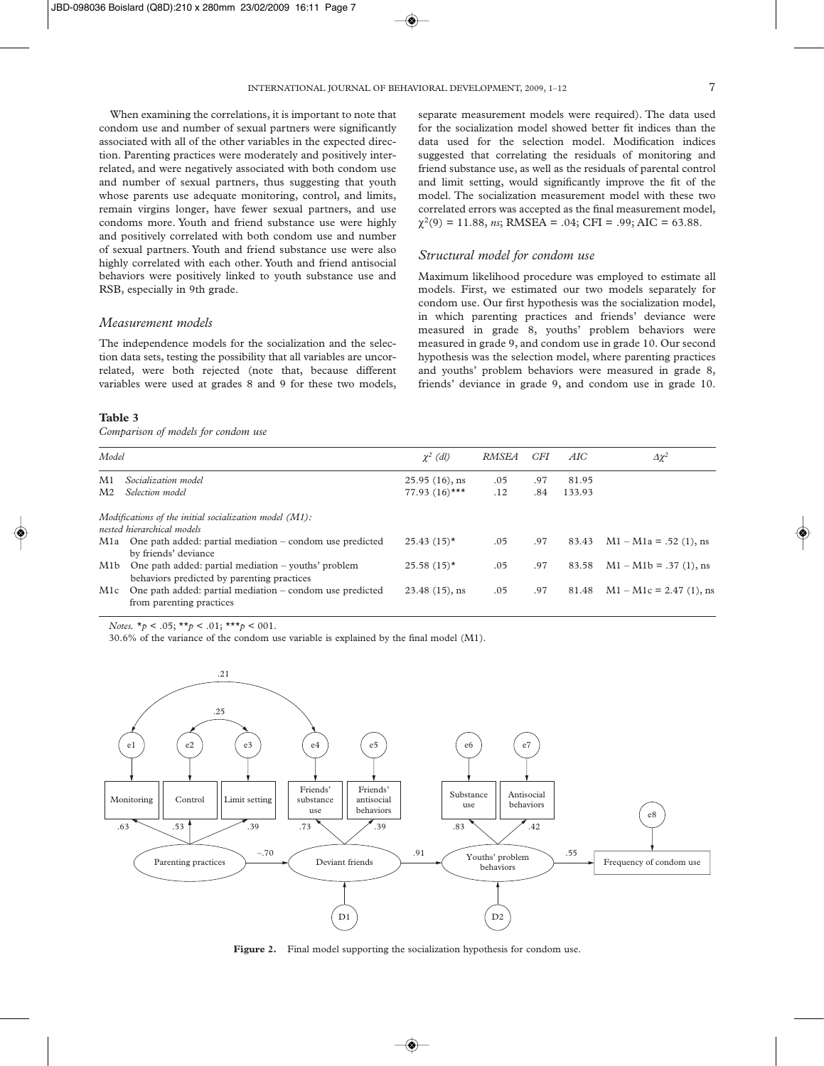When examining the correlations, it is important to note that condom use and number of sexual partners were significantly associated with all of the other variables in the expected direction. Parenting practices were moderately and positively interrelated, and were negatively associated with both condom use and number of sexual partners, thus suggesting that youth whose parents use adequate monitoring, control, and limits, remain virgins longer, have fewer sexual partners, and use condoms more. Youth and friend substance use were highly and positively correlated with both condom use and number of sexual partners. Youth and friend substance use were also highly correlated with each other. Youth and friend antisocial behaviors were positively linked to youth substance use and RSB, especially in 9th grade.

### *Measurement models*

The independence models for the socialization and the selection data sets, testing the possibility that all variables are uncorrelated, were both rejected (note that, because different variables were used at grades 8 and 9 for these two models, separate measurement models were required). The data used for the socialization model showed better fit indices than the data used for the selection model. Modification indices suggested that correlating the residuals of monitoring and friend substance use, as well as the residuals of parental control and limit setting, would significantly improve the fit of the model. The socialization measurement model with these two correlated errors was accepted as the final measurement model, $\chi^2(9) = 11.88$, *ns*; RMSEA = .04; CFI = .99; AIC = 63.88.

### *Structural model for condom use*

Maximum likelihood procedure was employed to estimate all models. First, we estimated our two models separately for condom use. Our first hypothesis was the socialization model, in which parenting practices and friends' deviance were measured in grade 8, youths' problem behaviors were measured in grade 9, and condom use in grade 10. Our second hypothesis was the selection model, where parenting practices and youths' problem behaviors were measured in grade 8, friends' deviance in grade 9, and condom use in grade 10.

**Table 3**

*Comparison of models for condom use*

| Model | | $\chi^2$ (dl) | RMSEA | CFI | AIC | $\Delta\chi^2$ |
|---|---|---|---|---|---|---|
| M1 | *Socialization model* | 25.95 (16), ns | .05 | .97 | 81.95 | |
| M2 | *Selection model* | 77.93 (16)*** | .12 | .84 | 133.93 | |
| *Modifications of the initial socialization model (M1): nested hierarchical models* | | | | | | |
| M1a | One path added: partial mediation – condom use predicted by friends' deviance | 25.43 (15)* | .05 | .97 | 83.43 | M1 – M1a = .52 (1), ns |
| M1b | One path added: partial mediation – youths' problem behaviors predicted by parenting practices | 25.58 (15)* | .05 | .97 | 83.58 | M1 – M1b = .37 (1), ns |
| M1c | One path added: partial mediation – condom use predicted from parenting practices | 23.48 (15), ns | .05 | .97 | 81.48 | M1 – M1c = 2.47 (1), ns |

*Notes.* $*p < .05$; $**p < .01$; $***p < 001$.

30.6% of the variance of the condom use variable is explained by the final model (M1).

**Figure 2.** Final model supporting the socialization hypothesis for condom use.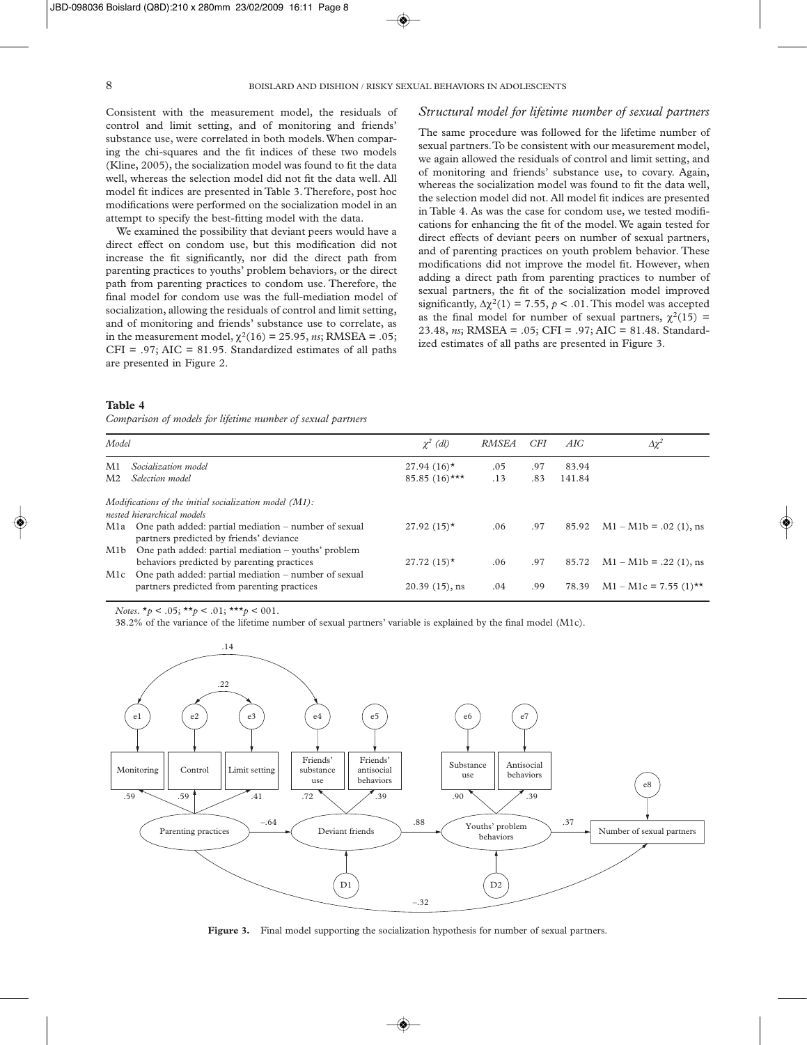Consistent with the measurement model, the residuals of control and limit setting, and of monitoring and friends' substance use, were correlated in both models. When comparing the chi-squares and the fit indices of these two models (Kline, 2005), the socialization model was found to fit the data well, whereas the selection model did not fit the data well. All model fit indices are presented in Table 3. Therefore, post hoc modifications were performed on the socialization model in an attempt to specify the best-fitting model with the data.

We examined the possibility that deviant peers would have a direct effect on condom use, but this modification did not increase the fit significantly, nor did the direct path from parenting practices to youths' problem behaviors, or the direct path from parenting practices to condom use. Therefore, the final model for condom use was the full-mediation model of socialization, allowing the residuals of control and limit setting, and of monitoring and friends' substance use to correlate, as in the measurement model, $\chi^2(16) = 25.95$, *ns*; RMSEA = .05; CFI = .97; AIC = 81.95. Standardized estimates of all paths are presented in Figure 2.

### *Structural model for lifetime number of sexual partners*

The same procedure was followed for the lifetime number of sexual partners. To be consistent with our measurement model, we again allowed the residuals of control and limit setting, and of monitoring and friends' substance use, to covary. Again, whereas the socialization model was found to fit the data well, the selection model did not. All model fit indices are presented in Table 4. As was the case for condom use, we tested modifications for enhancing the fit of the model. We again tested for direct effects of deviant peers on number of sexual partners, and of parenting practices on youth problem behavior. These modifications did not improve the model fit. However, when adding a direct path from parenting practices to number of sexual partners, the fit of the socialization model improved significantly, $\Delta\chi^2(1) = 7.55$, $p < .01$. This model was accepted as the final model for number of sexual partners, $\chi^2(15) = 23.48$, *ns*; RMSEA = .05; CFI = .97; AIC = 81.48. Standardized estimates of all paths are presented in Figure 3.

**Table 4**

*Comparison of models for lifetime number of sexual partners*

| *Model* | $\chi^2$ *(dl)* | *RMSEA* | *CFI* | *AIC* | $\Delta\chi^2$ |
|---|---|---|---|---|---|
| M1 *Socialization model* | 27.94 (16)* | .05 | .97 | 83.94 | |
| M2 *Selection model* | 85.85 (16)*** | .13 | .83 | 141.84 | |
| *Modifications of the initial socialization model (M1): nested hierarchical models* | | | | | |
| M1a One path added: partial mediation – number of sexual partners predicted by friends' deviance | 27.92 (15)* | .06 | .97 | 85.92 | M1 – M1b = .02 (1), ns |
| M1b One path added: partial mediation – youths' problem behaviors predicted by parenting practices | 27.72 (15)* | .06 | .97 | 85.72 | M1 – M1b = .22 (1), ns |
| M1c One path added: partial mediation – number of sexual partners predicted from parenting practices | 20.39 (15), ns | .04 | .99 | 78.39 | M1 – M1c = 7.55 (1)** |

*Notes*. *$p < .05$; **$p < .01$; ***$p < 001$.

38.2% of the variance of the lifetime number of sexual partners' variable is explained by the final model (M1c).

**Figure 3.** Final model supporting the socialization hypothesis for number of sexual partners.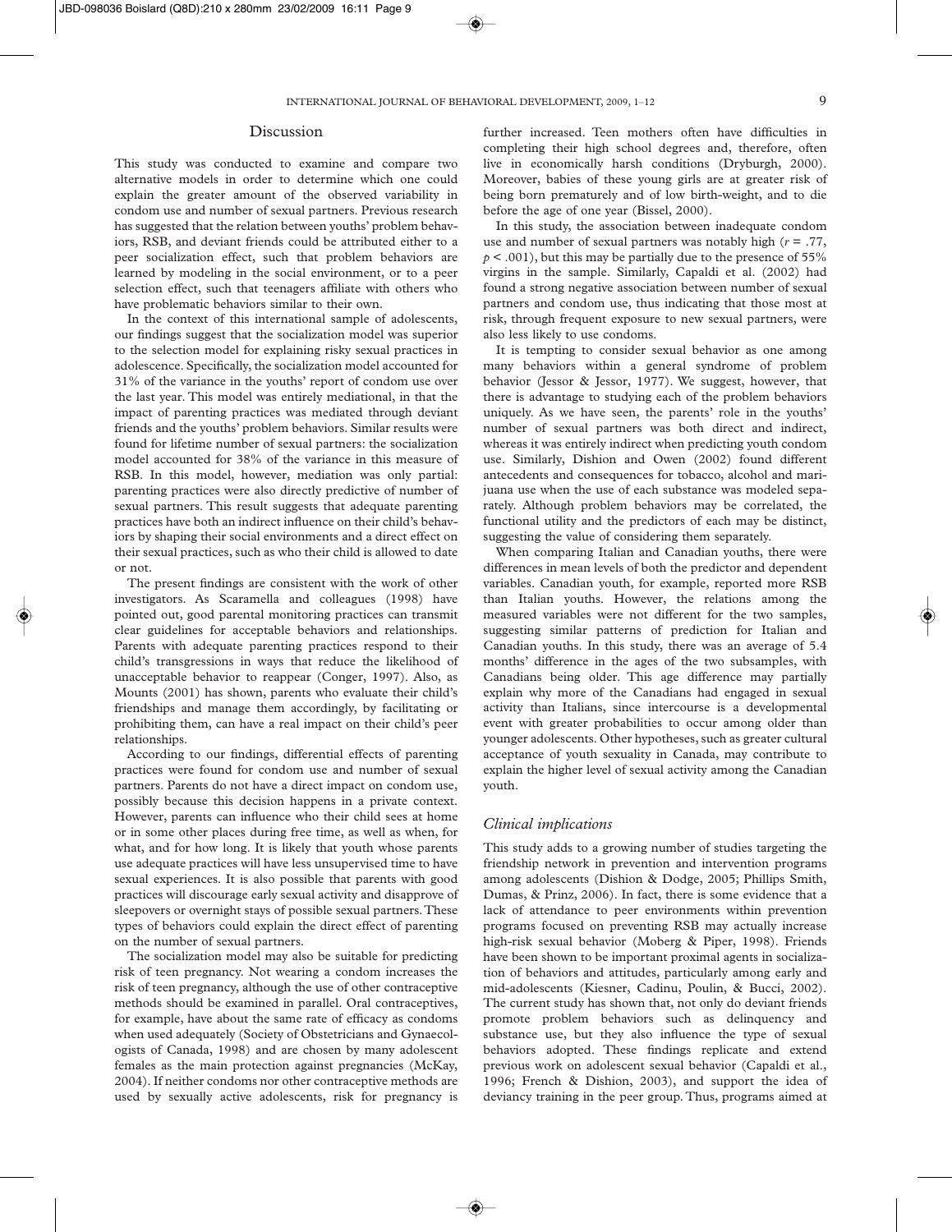## Discussion

This study was conducted to examine and compare two alternative models in order to determine which one could explain the greater amount of the observed variability in condom use and number of sexual partners. Previous research has suggested that the relation between youths' problem behaviors, RSB, and deviant friends could be attributed either to a peer socialization effect, such that problem behaviors are learned by modeling in the social environment, or to a peer selection effect, such that teenagers affiliate with others who have problematic behaviors similar to their own.

In the context of this international sample of adolescents, our findings suggest that the socialization model was superior to the selection model for explaining risky sexual practices in adolescence. Specifically, the socialization model accounted for 31% of the variance in the youths' report of condom use over the last year. This model was entirely mediational, in that the impact of parenting practices was mediated through deviant friends and the youths' problem behaviors. Similar results were found for lifetime number of sexual partners: the socialization model accounted for 38% of the variance in this measure of RSB. In this model, however, mediation was only partial: parenting practices were also directly predictive of number of sexual partners. This result suggests that adequate parenting practices have both an indirect influence on their child's behaviors by shaping their social environments and a direct effect on their sexual practices, such as who their child is allowed to date or not.

The present findings are consistent with the work of other investigators. As Scaramella and colleagues (1998) have pointed out, good parental monitoring practices can transmit clear guidelines for acceptable behaviors and relationships. Parents with adequate parenting practices respond to their child's transgressions in ways that reduce the likelihood of unacceptable behavior to reappear (Conger, 1997). Also, as Mounts (2001) has shown, parents who evaluate their child's friendships and manage them accordingly, by facilitating or prohibiting them, can have a real impact on their child's peer relationships.

According to our findings, differential effects of parenting practices were found for condom use and number of sexual partners. Parents do not have a direct impact on condom use, possibly because this decision happens in a private context. However, parents can influence who their child sees at home or in some other places during free time, as well as when, for what, and for how long. It is likely that youth whose parents use adequate practices will have less unsupervised time to have sexual experiences. It is also possible that parents with good practices will discourage early sexual activity and disapprove of sleepovers or overnight stays of possible sexual partners. These types of behaviors could explain the direct effect of parenting on the number of sexual partners.

The socialization model may also be suitable for predicting risk of teen pregnancy. Not wearing a condom increases the risk of teen pregnancy, although the use of other contraceptive methods should be examined in parallel. Oral contraceptives, for example, have about the same rate of efficacy as condoms when used adequately (Society of Obstetricians and Gynaecologists of Canada, 1998) and are chosen by many adolescent females as the main protection against pregnancies (McKay, 2004). If neither condoms nor other contraceptive methods are used by sexually active adolescents, risk for pregnancy is further increased. Teen mothers often have difficulties in completing their high school degrees and, therefore, often live in economically harsh conditions (Dryburgh, 2000). Moreover, babies of these young girls are at greater risk of being born prematurely and of low birth-weight, and to die before the age of one year (Bissel, 2000).

In this study, the association between inadequate condom use and number of sexual partners was notably high ($r = .77$, $p < .001$), but this may be partially due to the presence of 55% virgins in the sample. Similarly, Capaldi et al. (2002) had found a strong negative association between number of sexual partners and condom use, thus indicating that those most at risk, through frequent exposure to new sexual partners, were also less likely to use condoms.

It is tempting to consider sexual behavior as one among many behaviors within a general syndrome of problem behavior (Jessor & Jessor, 1977). We suggest, however, that there is advantage to studying each of the problem behaviors uniquely. As we have seen, the parents' role in the youths' number of sexual partners was both direct and indirect, whereas it was entirely indirect when predicting youth condom use. Similarly, Dishion and Owen (2002) found different antecedents and consequences for tobacco, alcohol and marijuana use when the use of each substance was modeled separately. Although problem behaviors may be correlated, the functional utility and the predictors of each may be distinct, suggesting the value of considering them separately.

When comparing Italian and Canadian youths, there were differences in mean levels of both the predictor and dependent variables. Canadian youth, for example, reported more RSB than Italian youths. However, the relations among the measured variables were not different for the two samples, suggesting similar patterns of prediction for Italian and Canadian youths. In this study, there was an average of 5.4 months' difference in the ages of the two subsamples, with Canadians being older. This age difference may partially explain why more of the Canadians had engaged in sexual activity than Italians, since intercourse is a developmental event with greater probabilities to occur among older than younger adolescents. Other hypotheses, such as greater cultural acceptance of youth sexuality in Canada, may contribute to explain the higher level of sexual activity among the Canadian youth.

### *Clinical implications*

This study adds to a growing number of studies targeting the friendship network in prevention and intervention programs among adolescents (Dishion & Dodge, 2005; Phillips Smith, Dumas, & Prinz, 2006). In fact, there is some evidence that a lack of attendance to peer environments within prevention programs focused on preventing RSB may actually increase high-risk sexual behavior (Moberg & Piper, 1998). Friends have been shown to be important proximal agents in socialization of behaviors and attitudes, particularly among early and mid-adolescents (Kiesner, Cadinu, Poulin, & Bucci, 2002). The current study has shown that, not only do deviant friends promote problem behaviors such as delinquency and substance use, but they also influence the type of sexual behaviors adopted. These findings replicate and extend previous work on adolescent sexual behavior (Capaldi et al., 1996; French & Dishion, 2003), and support the idea of deviancy training in the peer group. Thus, programs aimed at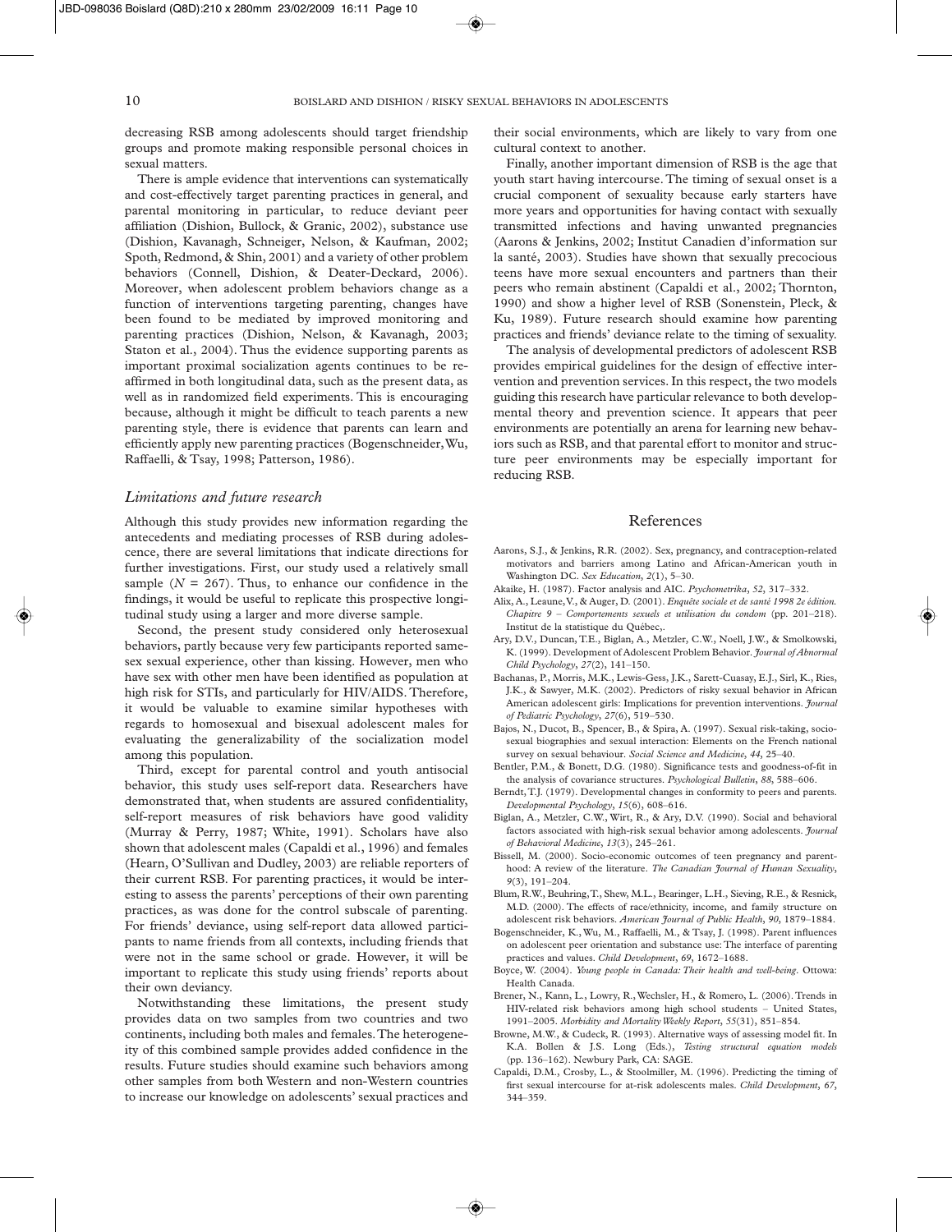decreasing RSB among adolescents should target friendship groups and promote making responsible personal choices in sexual matters.

There is ample evidence that interventions can systematically and cost-effectively target parenting practices in general, and parental monitoring in particular, to reduce deviant peer affiliation (Dishion, Bullock, & Granic, 2002), substance use (Dishion, Kavanagh, Schneiger, Nelson, & Kaufman, 2002; Spoth, Redmond, & Shin, 2001) and a variety of other problem behaviors (Connell, Dishion, & Deater-Deckard, 2006). Moreover, when adolescent problem behaviors change as a function of interventions targeting parenting, changes have been found to be mediated by improved monitoring and parenting practices (Dishion, Nelson, & Kavanagh, 2003; Staton et al., 2004). Thus the evidence supporting parents as important proximal socialization agents continues to be re-affirmed in both longitudinal data, such as the present data, as well as in randomized field experiments. This is encouraging because, although it might be difficult to teach parents a new parenting style, there is evidence that parents can learn and efficiently apply new parenting practices (Bogenschneider, Wu, Raffaelli, & Tsay, 1998; Patterson, 1986).

## *Limitations and future research*

Although this study provides new information regarding the antecedents and mediating processes of RSB during adolescence, there are several limitations that indicate directions for further investigations. First, our study used a relatively small sample ($N = 267$). Thus, to enhance our confidence in the findings, it would be useful to replicate this prospective longitudinal study using a larger and more diverse sample.

Second, the present study considered only heterosexual behaviors, partly because very few participants reported same-sex sexual experience, other than kissing. However, men who have sex with other men have been identified as population at high risk for STIs, and particularly for HIV/AIDS. Therefore, it would be valuable to examine similar hypotheses with regards to homosexual and bisexual adolescent males for evaluating the generalizability of the socialization model among this population.

Third, except for parental control and youth antisocial behavior, this study uses self-report data. Researchers have demonstrated that, when students are assured confidentiality, self-report measures of risk behaviors have good validity (Murray & Perry, 1987; White, 1991). Scholars have also shown that adolescent males (Capaldi et al., 1996) and females (Hearn, O'Sullivan and Dudley, 2003) are reliable reporters of their current RSB. For parenting practices, it would be interesting to assess the parents' perceptions of their own parenting practices, as was done for the control subscale of parenting. For friends' deviance, using self-report data allowed participants to name friends from all contexts, including friends that were not in the same school or grade. However, it will be important to replicate this study using friends' reports about their own deviancy.

Notwithstanding these limitations, the present study provides data on two samples from two countries and two continents, including both males and females. The heterogeneity of this combined sample provides added confidence in the results. Future studies should examine such behaviors among other samples from both Western and non-Western countries to increase our knowledge on adolescents' sexual practices and their social environments, which are likely to vary from one cultural context to another.

Finally, another important dimension of RSB is the age that youth start having intercourse. The timing of sexual onset is a crucial component of sexuality because early starters have more years and opportunities for having contact with sexually transmitted infections and having unwanted pregnancies (Aarons & Jenkins, 2002; Institut Canadien d'information sur la santé, 2003). Studies have shown that sexually precocious teens have more sexual encounters and partners than their peers who remain abstinent (Capaldi et al., 2002; Thornton, 1990) and show a higher level of RSB (Sonenstein, Pleck, & Ku, 1989). Future research should examine how parenting practices and friends' deviance relate to the timing of sexuality.

The analysis of developmental predictors of adolescent RSB provides empirical guidelines for the design of effective intervention and prevention services. In this respect, the two models guiding this research have particular relevance to both developmental theory and prevention science. It appears that peer environments are potentially an arena for learning new behaviors such as RSB, and that parental effort to monitor and structure peer environments may be especially important for reducing RSB.

## References

Aarons, S.J., & Jenkins, R.R. (2002). Sex, pregnancy, and contraception-related motivators and barriers among Latino and African-American youth in Washington DC. *Sex Education*, *2*(1), 5–30.

Akaike, H. (1987). Factor analysis and AIC. *Psychometrika*, *52*, 317–332.

Alix, A., Leaune, V., & Auger, D. (2001). *Enquête sociale et de santé 1998 2e édition. Chapitre 9 – Comportements sexuels et utilisation du condom* (pp. 201–218). Institut de la statistique du Québec,.

Ary, D.V., Duncan, T.E., Biglan, A., Metzler, C.W., Noell, J.W., & Smolkowski, K. (1999). Development of Adolescent Problem Behavior. *Journal of Abnormal Child Psychology*, *27*(2), 141–150.

Bachanas, P., Morris, M.K., Lewis-Gess, J.K., Sarett-Cuasay, E.J., Sirl, K., Ries, J.K., & Sawyer, M.K. (2002). Predictors of risky sexual behavior in African American adolescent girls: Implications for prevention interventions. *Journal of Pediatric Psychology*, *27*(6), 519–530.

Bajos, N., Ducot, B., Spencer, B., & Spira, A. (1997). Sexual risk-taking, socio-sexual biographies and sexual interaction: Elements on the French national survey on sexual behaviour. *Social Science and Medicine*, *44*, 25–40.

Bentler, P.M., & Bonett, D.G. (1980). Significance tests and goodness-of-fit in the analysis of covariance structures. *Psychological Bulletin*, *88*, 588–606.

Berndt, T.J. (1979). Developmental changes in conformity to peers and parents. *Developmental Psychology*, *15*(6), 608–616.

Biglan, A., Metzler, C.W., Wirt, R., & Ary, D.V. (1990). Social and behavioral factors associated with high-risk sexual behavior among adolescents. *Journal of Behavioral Medicine*, *13*(3), 245–261.

Bissell, M. (2000). Socio-economic outcomes of teen pregnancy and parenthood: A review of the literature. *The Canadian Journal of Human Sexuality*, *9*(3), 191–204.

Blum, R.W., Beuhring, T., Shew, M.L., Bearinger, L.H., Sieving, R.E., & Resnick, M.D. (2000). The effects of race/ethnicity, income, and family structure on adolescent risk behaviors. *American Journal of Public Health*, *90*, 1879–1884.

Bogenschneider, K., Wu, M., Raffaelli, M., & Tsay, J. (1998). Parent influences on adolescent peer orientation and substance use: The interface of parenting practices and values. *Child Development*, *69*, 1672–1688.

Boyce, W. (2004). *Young people in Canada: Their health and well-being*. Ottowa: Health Canada.

Brener, N., Kann, L., Lowry, R., Wechsler, H., & Romero, L. (2006). Trends in HIV-related risk behaviors among high school students – United States, 1991–2005. *Morbidity and Mortality Weekly Report*, *55*(31), 851–854.

Browne, M.W., & Cudeck, R. (1993). Alternative ways of assessing model fit. In K.A. Bollen & J.S. Long (Eds.), *Testing structural equation models* (pp. 136–162). Newbury Park, CA: SAGE.

Capaldi, D.M., Crosby, L., & Stoolmiller, M. (1996). Predicting the timing of first sexual intercourse for at-risk adolescents males. *Child Development*, *67*, 344–359.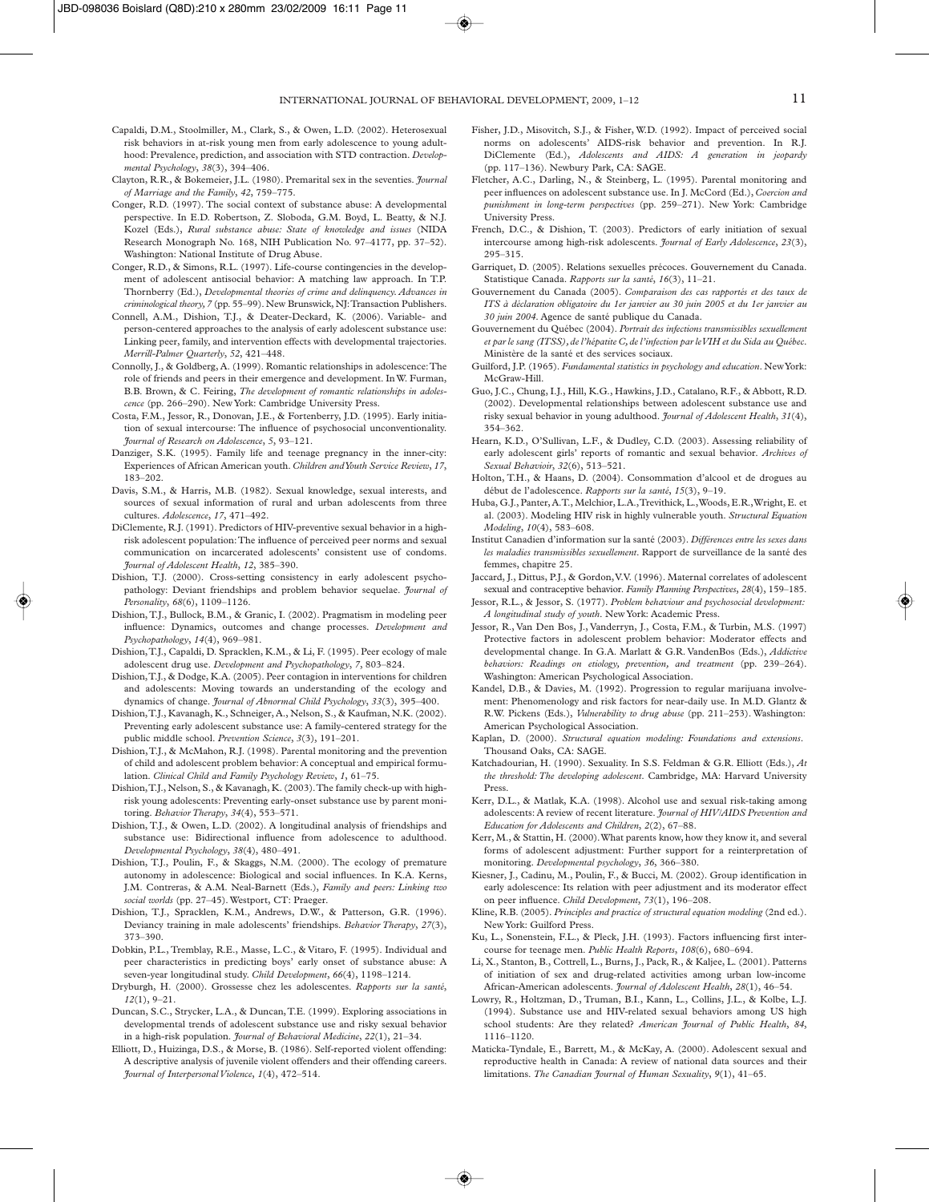Capaldi, D.M., Stoolmiller, M., Clark, S., & Owen, L.D. (2002). Heterosexual risk behaviors in at-risk young men from early adolescence to young adulthood: Prevalence, prediction, and association with STD contraction. *Developmental Psychology*, *38*(3), 394–406.

Clayton, R.R., & Bokemeier, J.L. (1980). Premarital sex in the seventies. *Journal of Marriage and the Family*, *42*, 759–775.

Conger, R.D. (1997). The social context of substance abuse: A developmental perspective. In E.D. Robertson, Z. Sloboda, G.M. Boyd, L. Beatty, & N.J. Kozel (Eds.), *Rural substance abuse: State of knowledge and issues* (NIDA Research Monograph No. 168, NIH Publication No. 97–4177, pp. 37–52). Washington: National Institute of Drug Abuse.

Conger, R.D., & Simons, R.L. (1997). Life-course contingencies in the development of adolescent antisocial behavior: A matching law approach. In T.P. Thornberry (Ed.), *Developmental theories of crime and delinquency. Advances in criminological theory*, *7* (pp. 55–99). New Brunswick, NJ: Transaction Publishers.

Connell, A.M., Dishion, T.J., & Deater-Deckard, K. (2006). Variable- and person-centered approaches to the analysis of early adolescent substance use: Linking peer, family, and intervention effects with developmental trajectories. *Merrill-Palmer Quarterly*, *52*, 421–448.

Connolly, J., & Goldberg, A. (1999). Romantic relationships in adolescence: The role of friends and peers in their emergence and development. In W. Furman, B.B. Brown, & C. Feiring, *The development of romantic relationships in adolescence* (pp. 266–290). New York: Cambridge University Press.

Costa, F.M., Jessor, R., Donovan, J.E., & Fortenberry, J.D. (1995). Early initiation of sexual intercourse: The influence of psychosocial unconventionality. *Journal of Research on Adolescence*, *5*, 93–121.

Danziger, S.K. (1995). Family life and teenage pregnancy in the inner-city: Experiences of African American youth. *Children and Youth Service Review*, *17*, 183–202.

Davis, S.M., & Harris, M.B. (1982). Sexual knowledge, sexual interests, and sources of sexual information of rural and urban adolescents from three cultures. *Adolescence*, *17*, 471–492.

DiClemente, R.J. (1991). Predictors of HIV-preventive sexual behavior in a high-risk adolescent population: The influence of perceived peer norms and sexual communication on incarcerated adolescents' consistent use of condoms. *Journal of Adolescent Health*, *12*, 385–390.

Dishion, T.J. (2000). Cross-setting consistency in early adolescent psychopathology: Deviant friendships and problem behavior sequelae. *Journal of Personality*, *68*(6), 1109–1126.

Dishion, T.J., Bullock, B.M., & Granic, I. (2002). Pragmatism in modeling peer influence: Dynamics, outcomes and change processes. *Development and Psychopathology*, *14*(4), 969–981.

Dishion, T.J., Capaldi, D. Spracklen, K.M., & Li, F. (1995). Peer ecology of male adolescent drug use. *Development and Psychopathology*, *7*, 803–824.

Dishion, T.J., & Dodge, K.A. (2005). Peer contagion in interventions for children and adolescents: Moving towards an understanding of the ecology and dynamics of change. *Journal of Abnormal Child Psychology*, *33*(3), 395–400.

Dishion, T.J., Kavanagh, K., Schneiger, A., Nelson, S., & Kaufman, N.K. (2002). Preventing early adolescent substance use: A family-centered strategy for the public middle school. *Prevention Science*, *3*(3), 191–201.

Dishion, T.J., & McMahon, R.J. (1998). Parental monitoring and the prevention of child and adolescent problem behavior: A conceptual and empirical formulation. *Clinical Child and Family Psychology Review*, *1*, 61–75.

Dishion, T.J., Nelson, S., & Kavanagh, K. (2003). The family check-up with high-risk young adolescents: Preventing early-onset substance use by parent monitoring. *Behavior Therapy*, *34*(4), 553–571.

Dishion, T.J., & Owen, L.D. (2002). A longitudinal analysis of friendships and substance use: Bidirectional influence from adolescence to adulthood. *Developmental Psychology*, *38*(4), 480–491.

Dishion, T.J., Poulin, F., & Skaggs, N.M. (2000). The ecology of premature autonomy in adolescence: Biological and social influences. In K.A. Kerns, J.M. Contreras, & A.M. Neal-Barnett (Eds.), *Family and peers: Linking two social worlds* (pp. 27–45). Westport, CT: Praeger.

Dishion, T.J., Spracklen, K.M., Andrews, D.W., & Patterson, G.R. (1996). Deviancy training in male adolescents' friendships. *Behavior Therapy*, *27*(3), 373–390.

Dobkin, P.L., Tremblay, R.E., Masse, L.C., & Vitaro, F. (1995). Individual and peer characteristics in predicting boys' early onset of substance abuse: A seven-year longitudinal study. *Child Development*, *66*(4), 1198–1214.

Dryburgh, H. (2000). Grossesse chez les adolescentes. *Rapports sur la santé*, *12*(1), 9–21.

Duncan, S.C., Strycker, L.A., & Duncan, T.E. (1999). Exploring associations in developmental trends of adolescent substance use and risky sexual behavior in a high-risk population. *Journal of Behavioral Medicine*, *22*(1), 21–34.

Elliott, D., Huizinga, D.S., & Morse, B. (1986). Self-reported violent offending: A descriptive analysis of juvenile violent offenders and their offending careers. *Journal of Interpersonal Violence*, *1*(4), 472–514.

Fisher, J.D., Misovitch, S.J., & Fisher, W.D. (1992). Impact of perceived social norms on adolescents' AIDS-risk behavior and prevention. In R.J. DiClemente (Ed.), *Adolescents and AIDS: A generation in jeopardy* (pp. 117–136). Newbury Park, CA: SAGE.

Fletcher, A.C., Darling, N., & Steinberg, L. (1995). Parental monitoring and peer influences on adolescent substance use. In J. McCord (Ed.), *Coercion and punishment in long-term perspectives* (pp. 259–271). New York: Cambridge University Press.

French, D.C., & Dishion, T. (2003). Predictors of early initiation of sexual intercourse among high-risk adolescents. *Journal of Early Adolescence*, *23*(3), 295–315.

Garriquet, D. (2005). Relations sexuelles précoces. Gouvernement du Canada. Statistique Canada. *Rapports sur la santé*, *16*(3), 11–21.

Gouvernement du Canada (2005). *Comparaison des cas rapportés et des taux de ITS à déclaration obligatoire du 1er janvier au 30 juin 2005 et du 1er janvier au 30 juin 2004*. Agence de santé publique du Canada.

Gouvernement du Québec (2004). *Portrait des infections transmissibles sexuellement et par le sang (ITSS), de l'hépatite C, de l'infection par le VIH et du Sida au Québec*. Ministère de la santé et des services sociaux.

Guilford, J.P. (1965). *Fundamental statistics in psychology and education*. New York: McGraw-Hill.

Guo, J.C., Chung, I.J., Hill, K.G., Hawkins, J.D., Catalano, R.F., & Abbott, R.D. (2002). Developmental relationships between adolescent substance use and risky sexual behavior in young adulthood. *Journal of Adolescent Health*, *31*(4), 354–362.

Hearn, K.D., O'Sullivan, L.F., & Dudley, C.D. (2003). Assessing reliability of early adolescent girls' reports of romantic and sexual behavior. *Archives of Sexual Behavioir*, *32*(6), 513–521.

Holton, T.H., & Haans, D. (2004). Consommation d'alcool et de drogues au début de l'adolescence. *Rapports sur la santé*, *15*(3), 9–19.

Huba, G.J., Panter, A.T., Melchior, L.A., Trevithick, L., Woods, E.R., Wright, E. et al. (2003). Modeling HIV risk in highly vulnerable youth. *Structural Equation Modeling*, *10*(4), 583–608.

Institut Canadien d'information sur la santé (2003). *Différences entre les sexes dans les maladies transmissibles sexuellement*. Rapport de surveillance de la santé des femmes, chapitre 25.

Jaccard, J., Dittus, P.J., & Gordon, V.V. (1996). Maternal correlates of adolescent sexual and contraceptive behavior. *Family Planning Perspectives*, *28*(4), 159–185.

Jessor, R.L., & Jessor, S. (1977). *Problem behaviour and psychosocial development: A longitudinal study of youth*. New York: Academic Press.

Jessor, R., Van Den Bos, J., Vanderryn, J., Costa, F.M., & Turbin, M.S. (1997) Protective factors in adolescent problem behavior: Moderator effects and developmental change. In G.A. Marlatt & G.R. VandenBos (Eds.), *Addictive behaviors: Readings on etiology, prevention, and treatment* (pp. 239–264). Washington: American Psychological Association.

Kandel, D.B., & Davies, M. (1992). Progression to regular marijuana involvement: Phenomenology and risk factors for near-daily use. In M.D. Glantz & R.W. Pickens (Eds.), *Vulnerability to drug abuse* (pp. 211–253). Washington: American Psychological Association.

Kaplan, D. (2000). *Structural equation modeling: Foundations and extensions*. Thousand Oaks, CA: SAGE.

Katchadourian, H. (1990). Sexuality. In S.S. Feldman & G.R. Elliott (Eds.), *At the threshold: The developing adolescent*. Cambridge, MA: Harvard University Press.

Kerr, D.L., & Matlak, K.A. (1998). Alcohol use and sexual risk-taking among adolescents: A review of recent literature. *Journal of HIV/AIDS Prevention and Education for Adolescents and Children*, *2*(2), 67–88.

Kerr, M., & Stattin, H. (2000). What parents know, how they know it, and several forms of adolescent adjustment: Further support for a reinterpretation of monitoring. *Developmental psychology*, *36*, 366–380.

Kiesner, J., Cadinu, M., Poulin, F., & Bucci, M. (2002). Group identification in early adolescence: Its relation with peer adjustment and its moderator effect on peer influence. *Child Development*, *73*(1), 196–208.

Kline, R.B. (2005). *Principles and practice of structural equation modeling* (2nd ed.). New York: Guilford Press.

Ku, L., Sonenstein, F.L., & Pleck, J.H. (1993). Factors influencing first intercourse for teenage men. *Public Health Reports*, *108*(6), 680–694.

Li, X., Stanton, B., Cottrell, L., Burns, J., Pack, R., & Kaljee, L. (2001). Patterns of initiation of sex and drug-related activities among urban low-income African-American adolescents. *Journal of Adolescent Health*, *28*(1), 46–54.

Lowry, R., Holtzman, D., Truman, B.I., Kann, L., Collins, J.L., & Kolbe, L.J. (1994). Substance use and HIV-related sexual behaviors among US high school students: Are they related? *American Journal of Public Health*, *84*, 1116–1120.

Maticka-Tyndale, E., Barrett, M., & McKay, A. (2000). Adolescent sexual and reproductive health in Canada: A review of national data sources and their limitations. *The Canadian Journal of Human Sexuality*, *9*(1), 41–65.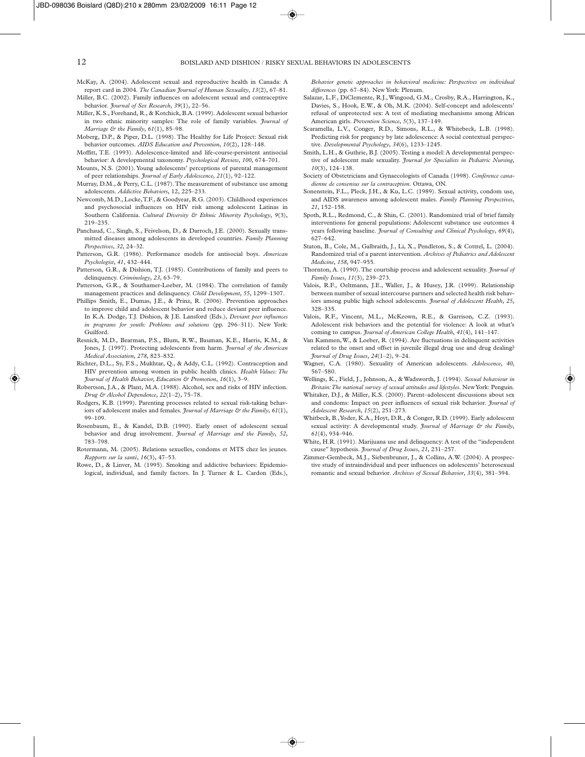McKay, A. (2004). Adolescent sexual and reproductive health in Canada: A report card in 2004. *The Canadian Journal of Human Sexuality*, *13*(2), 67–81.

Miller, B.C. (2002). Family influences on adolescent sexual and contraceptive behavior. *Journal of Sex Research*, *39*(1), 22–56.

Miller, K.S., Forehand, R., & Kotchick, B.A. (1999). Adolescent sexual behavior in two ethnic minority samples: The role of family variables. *Journal of Marriage & the Family*, *61*(1), 85–98.

Moberg, D.P., & Piper, D.L. (1998). The Healthy for Life Project: Sexual risk behavior outcomes. *AIDS Education and Prevention*, *10*(2), 128–148.

Moffitt, T.E. (1993). Adolescence-limited and life-course-persistent antisocial behavior: A developmental taxonomy. *Psychological Review*, *100*, 674–701.

Mounts, N.S. (2001). Young adolescents' perceptions of parental management of peer relationships. *Journal of Early Adolescence*, *21*(1), 92–122.

Murray, D.M., & Perry, C.L. (1987). The measurement of substance use among adolescents. *Addictive Behaviors*, 12, 225–233.

Newcomb, M.D., Locke, T.F., & Goodyear, R.G. (2003). Childhood experiences and psychosocial influences on HIV risk among adolescent Latinas in Southern California. *Cultural Diversity & Ethnic Minority Psychology*, *9*(3), 219–235.

Panchaud, C., Singh, S., Feivelson, D., & Darroch, J.E. (2000). Sexually transmitted diseases among adolescents in developed countries. *Family Planning Perspectives*, *32*, 24–32.

Patterson, G.R. (1986). Performance models for antisocial boys. *American Psychologist*, *41*, 432–444.

Patterson, G.R., & Dishion, T.J. (1985). Contributions of family and peers to delinquency. *Criminology*, *23*, 63–79.

Patterson, G.R., & Southamer-Loeber, M. (1984). The correlation of family management practices and delinquency. *Child Development*, *55*, 1299–1307.

Phillips Smith, E., Dumas, J.E., & Prinz, R. (2006). Prevention approaches to improve child and adolescent behavior and reduce deviant peer influence. In K.A. Dodge, T.J. Dishion, & J.E. Lansford (Eds.), *Deviant peer influences in programs for youth: Problems and solutions* (pp. 296–311). New York: Guilford.

Resnick, M.D., Bearman, P.S., Blum, R.W., Bauman, K.E., Harris, K.M., & Jones, J. (1997). Protecting adolescents from harm. *Journal of the American Medical Association*, *278*, 823–832.

Richter, D.L., Sy, F.S., Mukhtar, Q., & Addy, C.L. (1992). Contraception and HIV prevention among women in public health clinics. *Health Values: The Journal of Health Behavior, Education & Promotion*, *16*(1), 3–9.

Robertson, J.A., & Plant, M.A. (1988). Alcohol, sex and risks of HIV infection. *Drug & Alcohol Dependence*, *22*(1–2), 75–78.

Rodgers, K.B. (1999). Parenting processes related to sexual risk-taking behaviors of adolescent males and females. *Journal of Marriage & the Family*, *61*(1), 99–109.

Rosenbaum, E., & Kandel, D.B. (1990). Early onset of adolescent sexual behavior and drug involvement. *Journal of Marriage and the Family*, *52*, 783–798.

Rotermann, M. (2005). Relations sexuelles, condoms et MTS chez les jeunes. *Rapports sur la santé*, *16*(3), 47–53.

Rowe, D., & Linver, M. (1995). Smoking and addictive behaviors: Epidemiological, individual, and family factors. In J. Turner & L. Cardon (Eds.), *Behavior genetic approaches in behavioral medicine: Perspectives on individual differences* (pp. 67–84). New York: Plenum.

Salazar, L.F., DiClemente, R.J., Wingood, G.M., Crosby, R.A., Harrington, K., Davies, S., Hook, E.W., & Oh, M.K. (2004). Self-concept and adolescents' refusal of unprotected sex: A test of mediating mechanisms among African American girls. *Prevention Science*, *5*(3), 137–149.

Scaramella, L.V., Conger, R.D., Simons, R.L., & Whitebeck, L.B. (1998). Predicting risk for pregancy by late adolescence: A social contextual perspective. *Developmental Psychology*, *34*(6), 1233–1245.

Smith, L.H., & Guthrie, B.J. (2005). Testing a model: A developmental perspective of adolescent male sexuality. *Journal for Specialists in Pediatric Nursing*, *10*(3), 124–138.

Society of Obstetricians and Gynaecologists of Canada (1998). *Conférence canadienne de consensus sur la contraception*. Ottawa, ON.

Sonenstein, F.L., Pleck, J.H., & Ku, L.C. (1989). Sexual activity, condom use, and AIDS awareness among adolescent males. *Family Planning Perspectives*, *21*, 152–158.

Spoth, R.L., Redmond, C., & Shin, C. (2001). Randomized trial of brief family interventions for general populations: Adolescent substance use outcomes 4 years following baseline. *Journal of Consulting and Clinical Psychology*, *69*(4), 627–642.

Staton, B., Cole, M., Galbraith, J., Li, X., Pendleton, S., & Cottrel, L. (2004). Randomized trial of a parent intervention. *Archives of Pediatrics and Adolescent Medicine*, *158*, 947–955.

Thornton, A. (1990). The courtship process and adolescent sexuality. *Journal of Family Issues*, *11*(3), 239–273.

Valois, R.F., Oeltmann, J.E., Waller, J., & Husey, J.R. (1999). Relationship between number of sexual intercourse partners and selected health risk behaviors among public high school adolescents. *Journal of Adolescent Health*, *25*, 328–335.

Valois, R.F., Vincent, M.L., McKeown, R.E., & Garrison, C.Z. (1993). Adolescent risk behaviors and the potential for violence: A look at what's coming to campus. *Journal of American College Health*, *41*(4), 141–147.

Van Kammen, W., & Loeber, R. (1994). Are fluctuations in delinquent activities related to the onset and offset in juvenile illegal drug use and drug dealing? *Journal of Drug Issues*, *24*(1–2), 9–24.

Wagner, C.A. (1980). Sexuality of American adolescents. *Adolescence*, *40*, 567–580.

Wellings, K., Field, J., Johnson, A., & Wadsworth, J. (1994). *Sexual behaviour in Britain: The national survey of sexual attitudes and lifestyles*. New York: Penguin.

Whitaker, D.J., & Miller, K.S. (2000). Parent–adolescent discussions about sex and condoms: Impact on peer influences of sexual risk behavior. *Journal of Adolescent Research*, *15*(2), 251–273.

Whitbeck, B., Yoder, K.A., Hoyt, D.R., & Conger, R.D. (1999). Early adolescent sexual activity: A developmental study. *Journal of Marriage & the Family*, *61*(4), 934–946.

White, H.R. (1991). Marijuana use and delinquency: A test of the "independent cause" hypothesis. *Journal of Drug Issues*, *21*, 231–257.

Zimmer-Gembeck, M.J., Siebenbruner, J., & Collins, A.W. (2004). A prospective study of intraindividual and peer influences on adolescents' heterosexual romantic and sexual behavior. *Archives of Sexual Behavior*, *33*(4), 381–394.